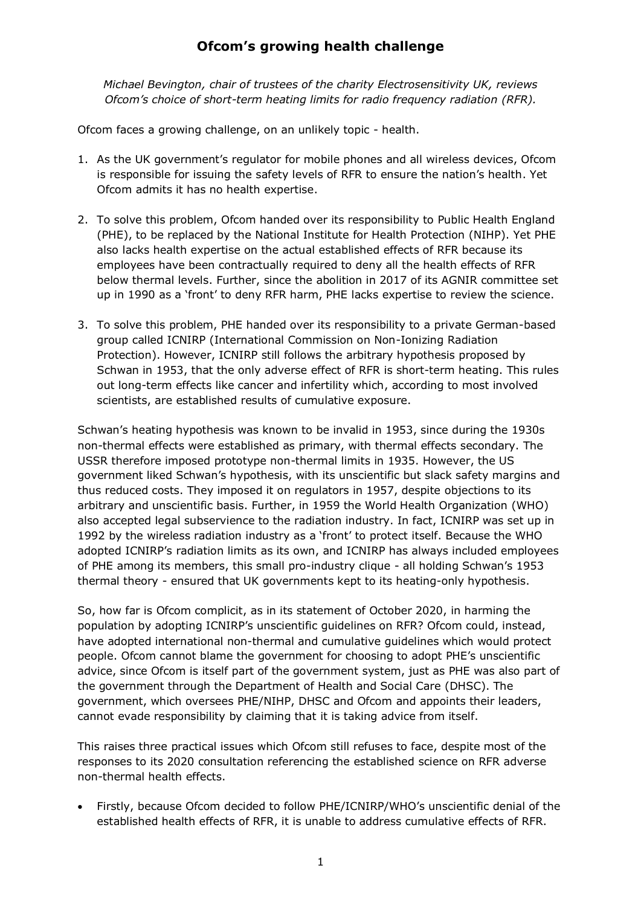# Ofcom's growing health challenge

*Michael Bevington, chair of trustees of the charity Electrosensitivity UK, reviews Ofcom's choice of short-term heating limits for radio frequency radiation (RFR).*

Ofcom faces a growing challenge, on an unlikely topic - health.

1. As the UK government's regulator for mobile phones and all wireless devices, Ofcom is responsible for issuing the safety levels of RFR to ensure the nation's health. Yet Ofcom admits it has no health expertise.

2. To solve this problem, Ofcom handed over its responsibility to Public Health England (PHE), to be replaced by the National Institute for Health Protection (NIHP). Yet PHE also lacks health expertise on the actual established effects of RFR because its employees have been contractually required to deny all the health effects of RFR below thermal levels. Further, since the abolition in 2017 of its AGNIR committee set up in 1990 as a 'front' to deny RFR harm, PHE lacks expertise to review the science.

3. To solve this problem, PHE handed over its responsibility to a private German-based group called ICNIRP (International Commission on Non-Ionizing Radiation Protection). However, ICNIRP still follows the arbitrary hypothesis proposed by Schwan in 1953, that the only adverse effect of RFR is short-term heating. This rules out long-term effects like cancer and infertility which, according to most involved scientists, are established results of cumulative exposure.

Schwan's heating hypothesis was known to be invalid in 1953, since during the 1930s non-thermal effects were established as primary, with thermal effects secondary. The USSR therefore imposed prototype non-thermal limits in 1935. However, the US government liked Schwan's hypothesis, with its unscientific but slack safety margins and thus reduced costs. They imposed it on regulators in 1957, despite objections to its arbitrary and unscientific basis. Further, in 1959 the World Health Organization (WHO) also accepted legal subservience to the radiation industry. In fact, ICNIRP was set up in 1992 by the wireless radiation industry as a 'front' to protect itself. Because the WHO adopted ICNIRP's radiation limits as its own, and ICNIRP has always included employees of PHE among its members, this small pro-industry clique - all holding Schwan's 1953 thermal theory - ensured that UK governments kept to its heating-only hypothesis.

So, how far is Ofcom complicit, as in its statement of October 2020, in harming the population by adopting ICNIRP's unscientific guidelines on RFR? Ofcom could, instead, have adopted international non-thermal and cumulative guidelines which would protect people. Ofcom cannot blame the government for choosing to adopt PHE's unscientific advice, since Ofcom is itself part of the government system, just as PHE was also part of the government through the Department of Health and Social Care (DHSC). The government, which oversees PHE/NIHP, DHSC and Ofcom and appoints their leaders, cannot evade responsibility by claiming that it is taking advice from itself.

This raises three practical issues which Ofcom still refuses to face, despite most of the responses to its 2020 consultation referencing the established science on RFR adverse non-thermal health effects.

- Firstly, because Ofcom decided to follow PHE/ICNIRP/WHO's unscientific denial of the established health effects of RFR, it is unable to address cumulative effects of RFR.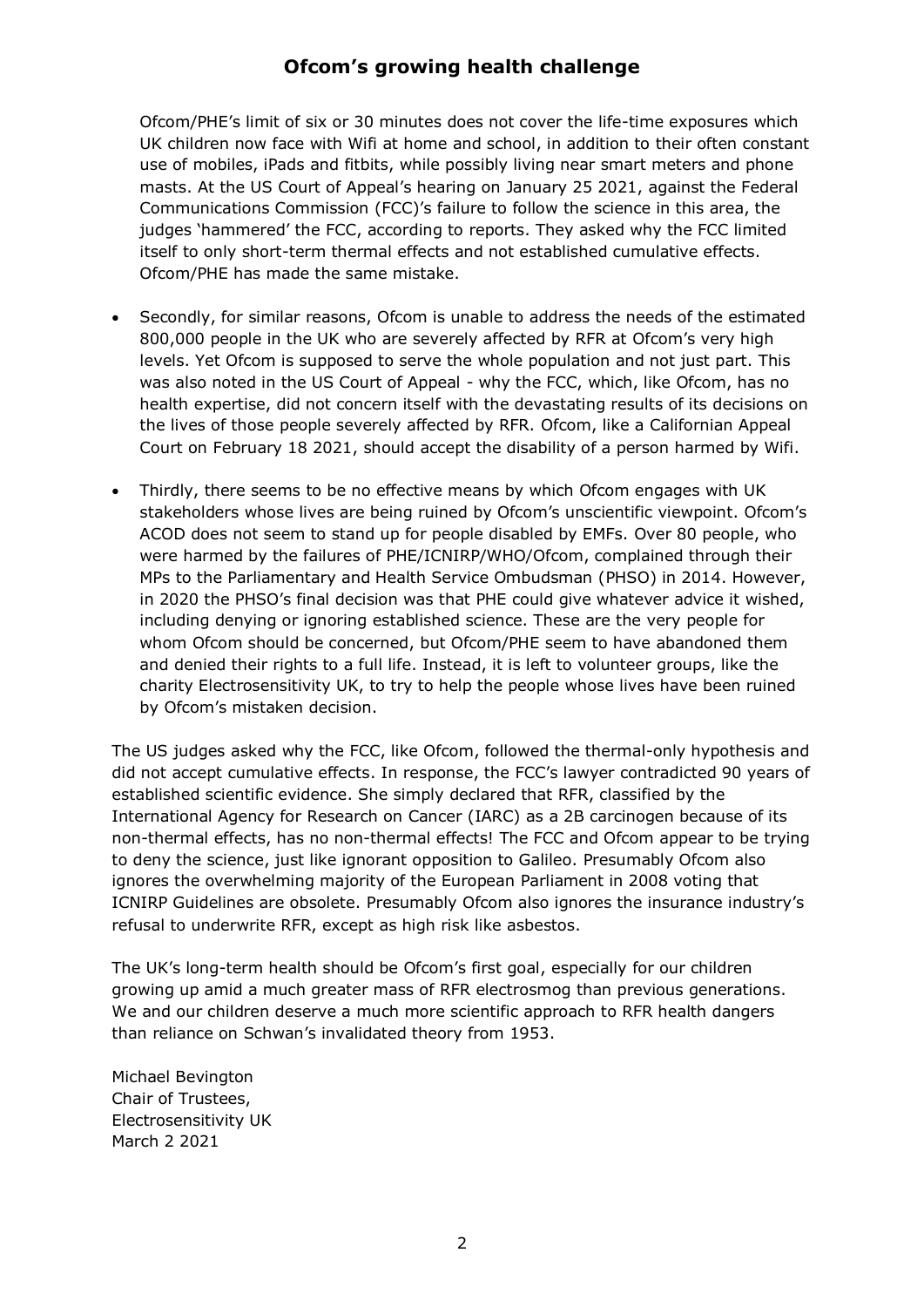## Ofcom's growing health challenge

Ofcom/PHE's limit of six or 30 minutes does not cover the life-time exposures which UK children now face with Wifi at home and school, in addition to their often constant use of mobiles, iPads and fitbits, while possibly living near smart meters and phone masts. At the US Court of Appeal's hearing on January 25 2021, against the Federal Communications Commission (FCC)'s failure to follow the science in this area, the judges 'hammered' the FCC, according to reports. They asked why the FCC limited itself to only short-term thermal effects and not established cumulative effects. Ofcom/PHE has made the same mistake.

- Secondly, for similar reasons, Ofcom is unable to address the needs of the estimated 800,000 people in the UK who are severely affected by RFR at Ofcom's very high levels. Yet Ofcom is supposed to serve the whole population and not just part. This was also noted in the US Court of Appeal - why the FCC, which, like Ofcom, has no health expertise, did not concern itself with the devastating results of its decisions on the lives of those people severely affected by RFR. Ofcom, like a Californian Appeal Court on February 18 2021, should accept the disability of a person harmed by Wifi.
- Thirdly, there seems to be no effective means by which Ofcom engages with UK stakeholders whose lives are being ruined by Ofcom's unscientific viewpoint. Ofcom's ACOD does not seem to stand up for people disabled by EMFs. Over 80 people, who were harmed by the failures of PHE/ICNIRP/WHO/Ofcom, complained through their MPs to the Parliamentary and Health Service Ombudsman (PHSO) in 2014. However, in 2020 the PHSO's final decision was that PHE could give whatever advice it wished, including denying or ignoring established science. These are the very people for whom Ofcom should be concerned, but Ofcom/PHE seem to have abandoned them and denied their rights to a full life. Instead, it is left to volunteer groups, like the charity Electrosensitivity UK, to try to help the people whose lives have been ruined by Ofcom's mistaken decision.

The US judges asked why the FCC, like Ofcom, followed the thermal-only hypothesis and did not accept cumulative effects. In response, the FCC's lawyer contradicted 90 years of established scientific evidence. She simply declared that RFR, classified by the International Agency for Research on Cancer (IARC) as a 2B carcinogen because of its non-thermal effects, has no non-thermal effects! The FCC and Ofcom appear to be trying to deny the science, just like ignorant opposition to Galileo. Presumably Ofcom also ignores the overwhelming majority of the European Parliament in 2008 voting that ICNIRP Guidelines are obsolete. Presumably Ofcom also ignores the insurance industry's refusal to underwrite RFR, except as high risk like asbestos.

The UK's long-term health should be Ofcom's first goal, especially for our children growing up amid a much greater mass of RFR electrosmog than previous generations. We and our children deserve a much more scientific approach to RFR health dangers than reliance on Schwan's invalidated theory from 1953.

Michael Bevington
Chair of Trustees,
Electrosensitivity UK
March 2 2021